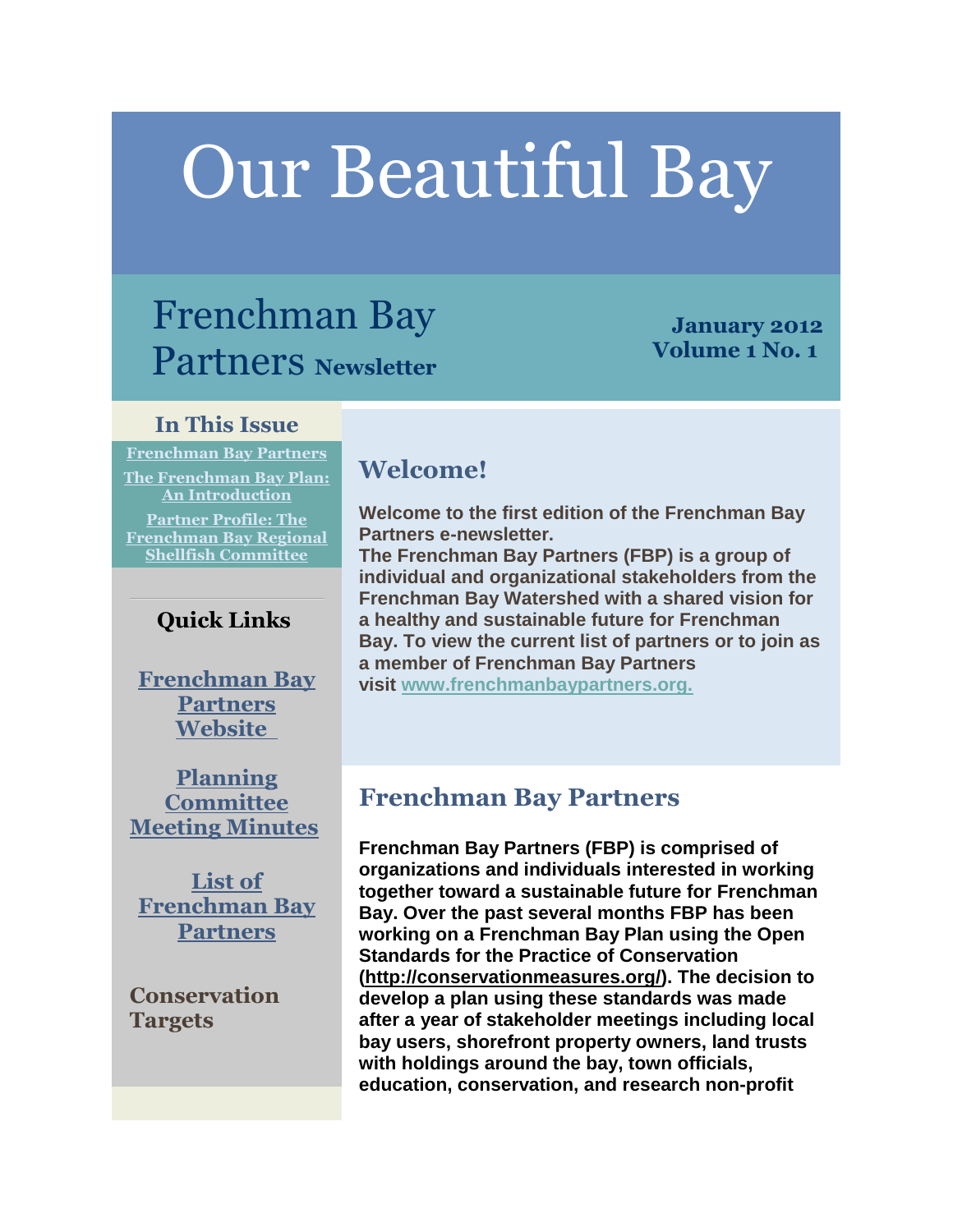# Our Beautiful Bay

## Frenchman Bay Partners Newsletter

**January 2012**
**Volume 1 No. 1**

### In This Issue

[Frenchman Bay Partners]

[The Frenchman Bay Plan: An Introduction]

[Partner Profile: The Frenchman Bay Regional Shellfish Committee]

### Quick Links

[Frenchman Bay Partners Website]

[Planning Committee Meeting Minutes]

[List of Frenchman Bay Partners]

**Conservation Targets**

## Welcome!

**Welcome to the first edition of the Frenchman Bay Partners e-newsletter.**
**The Frenchman Bay Partners (FBP) is a group of individual and organizational stakeholders from the Frenchman Bay Watershed with a shared vision for a healthy and sustainable future for Frenchman Bay. To view the current list of partners or to join as a member of Frenchman Bay Partners visit [www.frenchmanbaypartners.org.]**

## Frenchman Bay Partners

**Frenchman Bay Partners (FBP) is comprised of organizations and individuals interested in working together toward a sustainable future for Frenchman Bay. Over the past several months FBP has been working on a Frenchman Bay Plan using the Open Standards for the Practice of Conservation (http://conservationmeasures.org/). The decision to develop a plan using these standards was made after a year of stakeholder meetings including local bay users, shorefront property owners, land trusts with holdings around the bay, town officials, education, conservation, and research non-profit**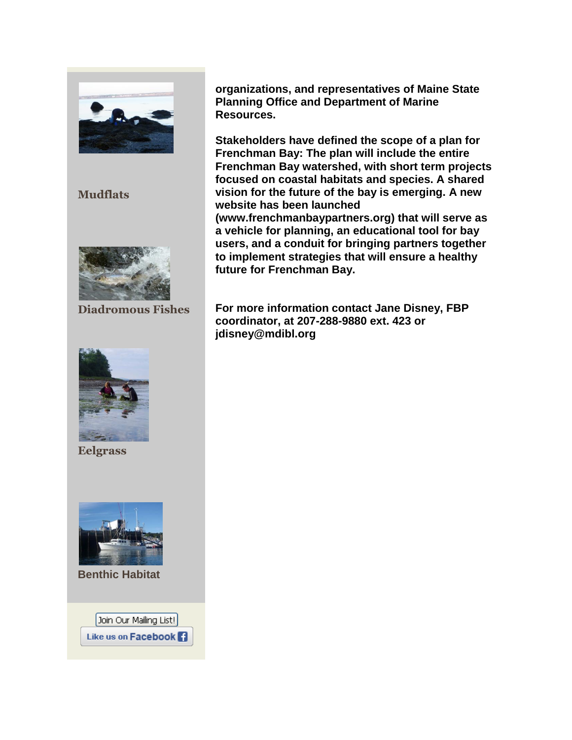organizations, and representatives of Maine State Planning Office and Department of Marine Resources.

Stakeholders have defined the scope of a plan for Frenchman Bay: The plan will include the entire Frenchman Bay watershed, with short term projects focused on coastal habitats and species. A shared vision for the future of the bay is emerging. A new website has been launched (www.frenchmanbaypartners.org) that will serve as a vehicle for planning, an educational tool for bay users, and a conduit for bringing partners together to implement strategies that will ensure a healthy future for Frenchman Bay.

For more information contact Jane Disney, FBP coordinator, at 207-288-9880 ext. 423 or jdisney@mdibl.org

**Mudflats**

**Diadromous Fishes**

**Eelgrass**

**Benthic Habitat**

Join Our Mailing List!

Like us on Facebook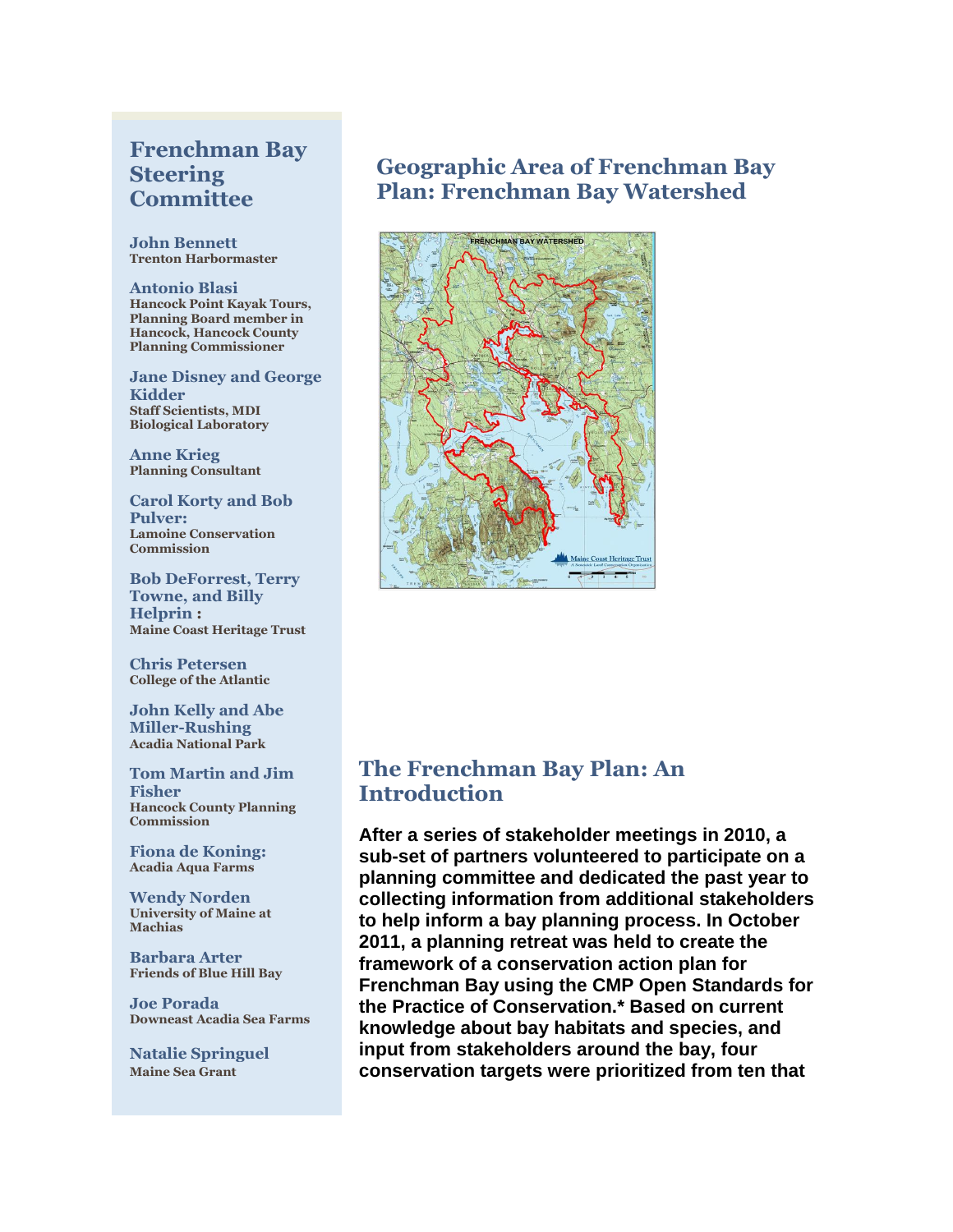## Frenchman Bay Steering Committee

**John Bennett**
Trenton Harbormaster

**Antonio Blasi**
Hancock Point Kayak Tours, Planning Board member in Hancock, Hancock County Planning Commissioner

**Jane Disney and George Kidder**
Staff Scientists, MDI Biological Laboratory

**Anne Krieg**
Planning Consultant

**Carol Korty and Bob Pulver:**
Lamoine Conservation Commission

**Bob DeForrest, Terry Towne, and Billy Helprin :**
Maine Coast Heritage Trust

**Chris Petersen**
College of the Atlantic

**John Kelly and Abe Miller-Rushing**
Acadia National Park

**Tom Martin and Jim Fisher**
Hancock County Planning Commission

**Fiona de Koning:**
Acadia Aqua Farms

**Wendy Norden**
University of Maine at Machias

**Barbara Arter**
Friends of Blue Hill Bay

**Joe Porada**
Downeast Acadia Sea Farms

**Natalie Springuel**
Maine Sea Grant

## Geographic Area of Frenchman Bay Plan: Frenchman Bay Watershed

## The Frenchman Bay Plan: An Introduction

**After a series of stakeholder meetings in 2010, a sub-set of partners volunteered to participate on a planning committee and dedicated the past year to collecting information from additional stakeholders to help inform a bay planning process. In October 2011, a planning retreat was held to create the framework of a conservation action plan for Frenchman Bay using the CMP Open Standards for the Practice of Conservation.* Based on current knowledge about bay habitats and species, and input from stakeholders around the bay, four conservation targets were prioritized from ten that**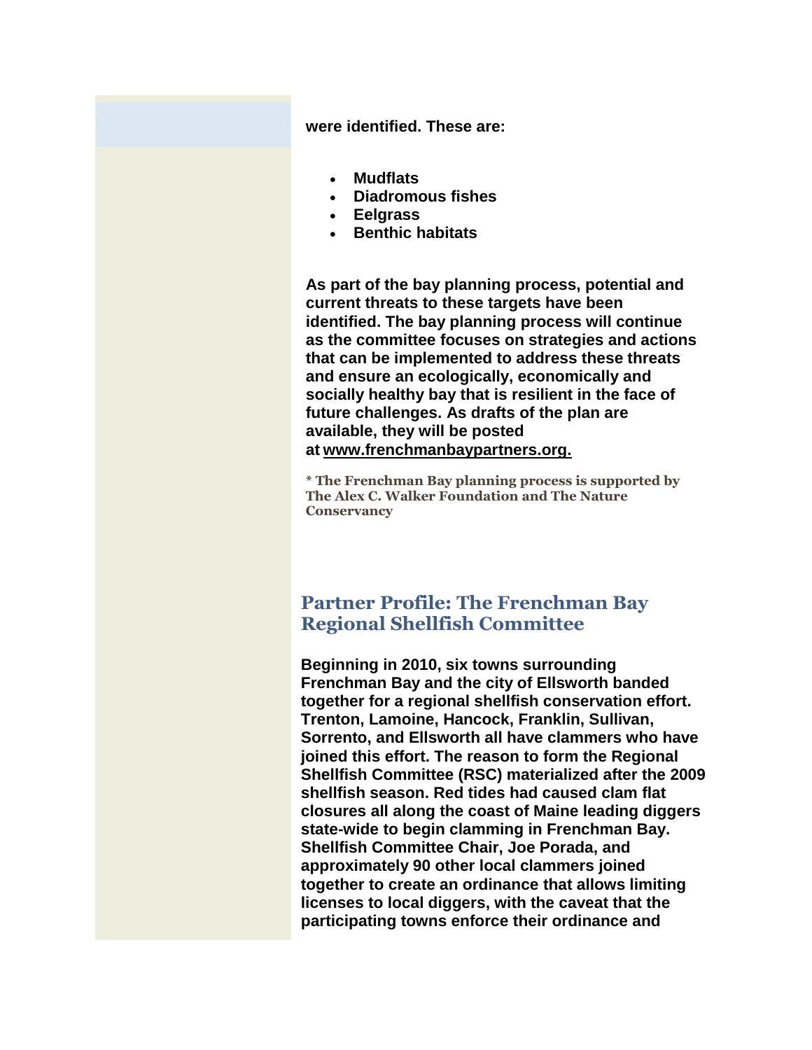**were identified. These are:**

- **Mudflats**
- **Diadromous fishes**
- **Eelgrass**
- **Benthic habitats**

**As part of the bay planning process, potential and current threats to these targets have been identified. The bay planning process will continue as the committee focuses on strategies and actions that can be implemented to address these threats and ensure an ecologically, economically and socially healthy bay that is resilient in the face of future challenges. As drafts of the plan are available, they will be posted at www.frenchmanbaypartners.org.**

**\* The Frenchman Bay planning process is supported by The Alex C. Walker Foundation and The Nature Conservancy**

## Partner Profile: The Frenchman Bay Regional Shellfish Committee

**Beginning in 2010, six towns surrounding Frenchman Bay and the city of Ellsworth banded together for a regional shellfish conservation effort. Trenton, Lamoine, Hancock, Franklin, Sullivan, Sorrento, and Ellsworth all have clammers who have joined this effort. The reason to form the Regional Shellfish Committee (RSC) materialized after the 2009 shellfish season. Red tides had caused clam flat closures all along the coast of Maine leading diggers state-wide to begin clamming in Frenchman Bay. Shellfish Committee Chair, Joe Porada, and approximately 90 other local clammers joined together to create an ordinance that allows limiting licenses to local diggers, with the caveat that the participating towns enforce their ordinance and**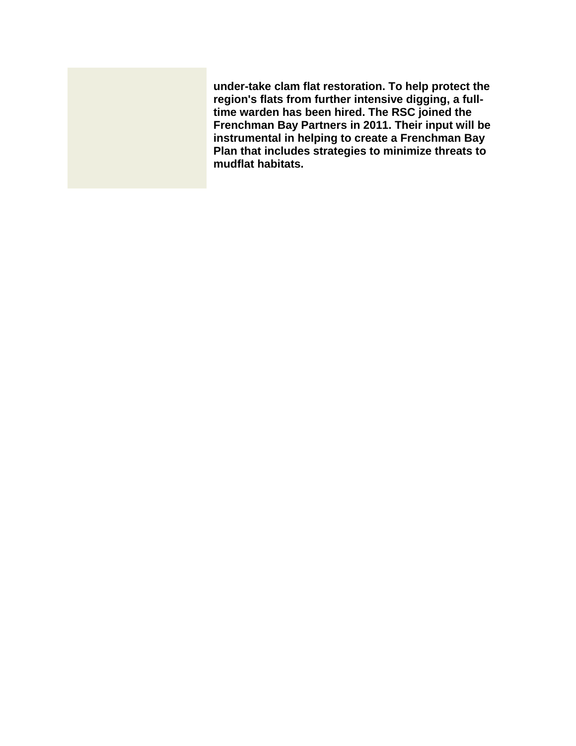**under-take clam flat restoration. To help protect the region's flats from further intensive digging, a full-time warden has been hired. The RSC joined the Frenchman Bay Partners in 2011. Their input will be instrumental in helping to create a Frenchman Bay Plan that includes strategies to minimize threats to mudflat habitats.**